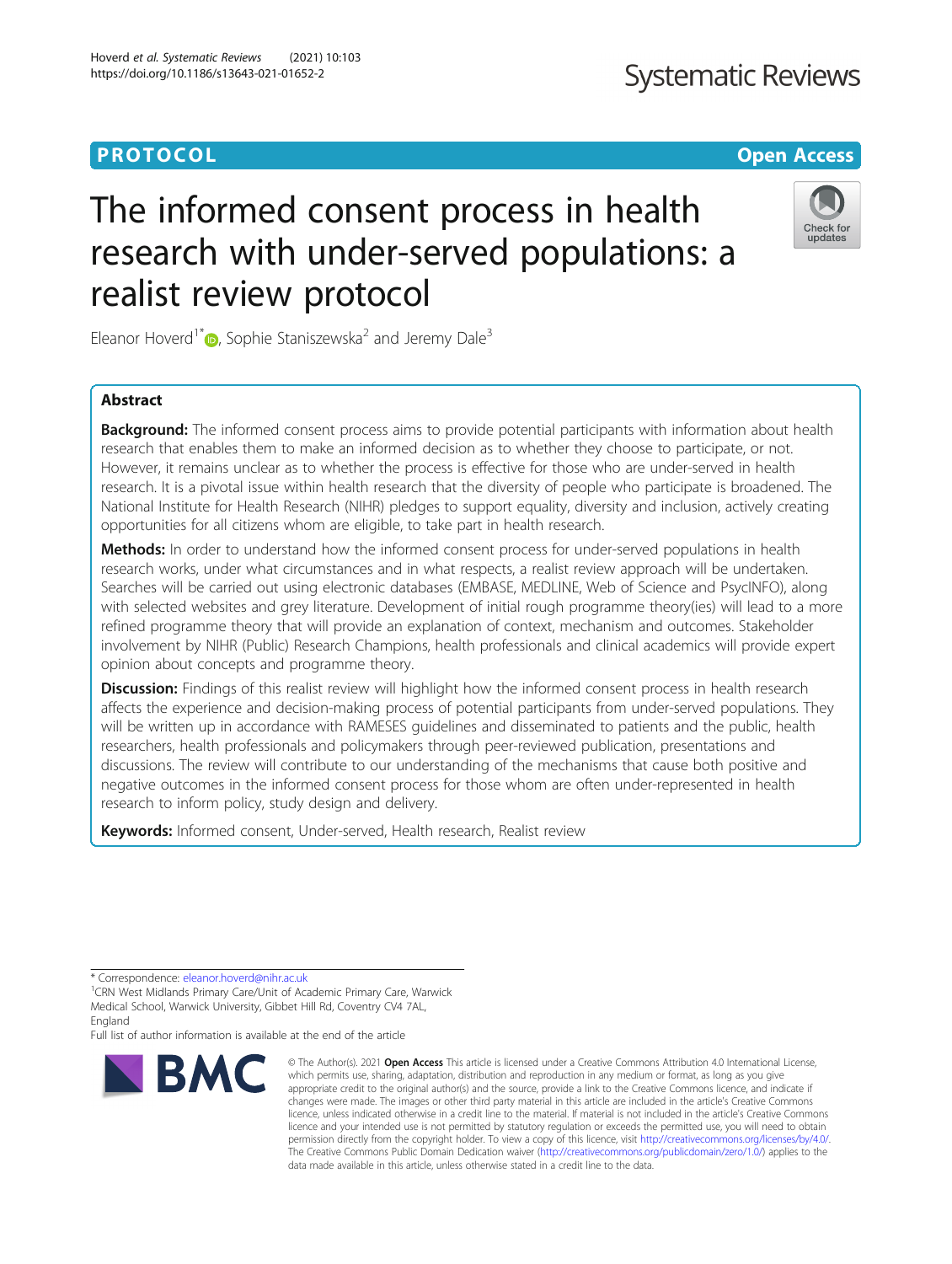PROTOCOL

Open Access

# The informed consent process in health research with under-served populations: a realist review protocol

Eleanor Hoverd[1*], Sophie Staniszewska[2] and Jeremy Dale[3]

## Abstract

**Background:** The informed consent process aims to provide potential participants with information about health research that enables them to make an informed decision as to whether they choose to participate, or not. However, it remains unclear as to whether the process is effective for those who are under-served in health research. It is a pivotal issue within health research that the diversity of people who participate is broadened. The National Institute for Health Research (NIHR) pledges to support equality, diversity and inclusion, actively creating opportunities for all citizens whom are eligible, to take part in health research.

**Methods:** In order to understand how the informed consent process for under-served populations in health research works, under what circumstances and in what respects, a realist review approach will be undertaken. Searches will be carried out using electronic databases (EMBASE, MEDLINE, Web of Science and PsycINFO), along with selected websites and grey literature. Development of initial rough programme theory(ies) will lead to a more refined programme theory that will provide an explanation of context, mechanism and outcomes. Stakeholder involvement by NIHR (Public) Research Champions, health professionals and clinical academics will provide expert opinion about concepts and programme theory.

**Discussion:** Findings of this realist review will highlight how the informed consent process in health research affects the experience and decision-making process of potential participants from under-served populations. They will be written up in accordance with RAMESES guidelines and disseminated to patients and the public, health researchers, health professionals and policymakers through peer-reviewed publication, presentations and discussions. The review will contribute to our understanding of the mechanisms that cause both positive and negative outcomes in the informed consent process for those whom are often under-represented in health research to inform policy, study design and delivery.

**Keywords:** Informed consent, Under-served, Health research, Realist review

* Correspondence: eleanor.hoverd@nihr.ac.uk

[1]CRN West Midlands Primary Care/Unit of Academic Primary Care, Warwick Medical School, Warwick University, Gibbet Hill Rd, Coventry CV4 7AL, England

Full list of author information is available at the end of the article

© The Author(s). 2021 **Open Access** This article is licensed under a Creative Commons Attribution 4.0 International License, which permits use, sharing, adaptation, distribution and reproduction in any medium or format, as long as you give appropriate credit to the original author(s) and the source, provide a link to the Creative Commons licence, and indicate if changes were made. The images or other third party material in this article are included in the article's Creative Commons licence, unless indicated otherwise in a credit line to the material. If material is not included in the article's Creative Commons licence and your intended use is not permitted by statutory regulation or exceeds the permitted use, you will need to obtain permission directly from the copyright holder. To view a copy of this licence, visit http://creativecommons.org/licenses/by/4.0/. The Creative Commons Public Domain Dedication waiver (http://creativecommons.org/publicdomain/zero/1.0/) applies to the data made available in this article, unless otherwise stated in a credit line to the data.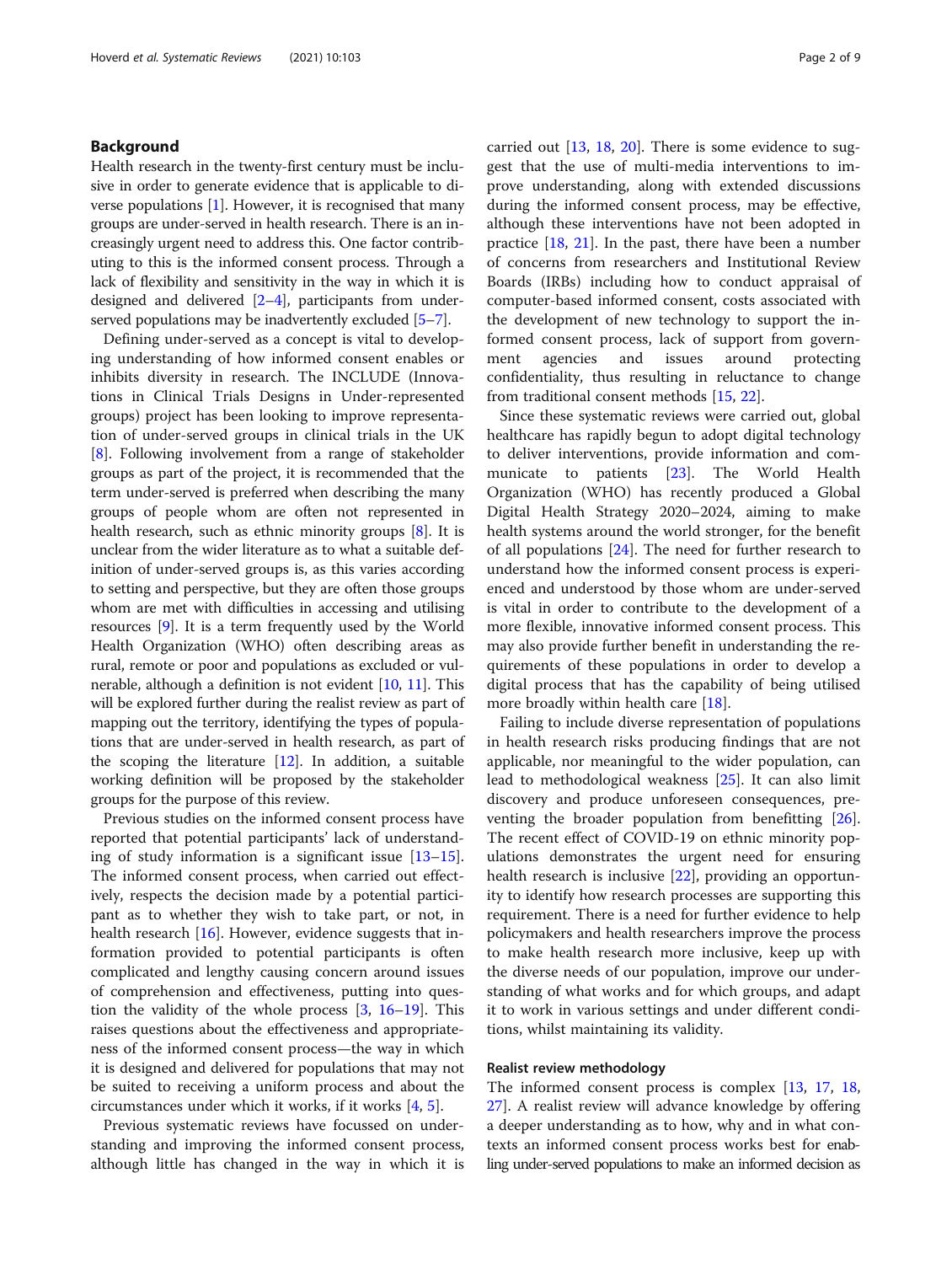## Background

Health research in the twenty-first century must be inclusive in order to generate evidence that is applicable to diverse populations [1]. However, it is recognised that many groups are under-served in health research. There is an increasingly urgent need to address this. One factor contributing to this is the informed consent process. Through a lack of flexibility and sensitivity in the way in which it is designed and delivered [2–4], participants from under-served populations may be inadvertently excluded [5–7].

Defining under-served as a concept is vital to developing understanding of how informed consent enables or inhibits diversity in research. The INCLUDE (Innovations in Clinical Trials Designs in Under-represented groups) project has been looking to improve representation of under-served groups in clinical trials in the UK [8]. Following involvement from a range of stakeholder groups as part of the project, it is recommended that the term under-served is preferred when describing the many groups of people whom are often not represented in health research, such as ethnic minority groups [8]. It is unclear from the wider literature as to what a suitable definition of under-served groups is, as this varies according to setting and perspective, but they are often those groups whom are met with difficulties in accessing and utilising resources [9]. It is a term frequently used by the World Health Organization (WHO) often describing areas as rural, remote or poor and populations as excluded or vulnerable, although a definition is not evident [10, 11]. This will be explored further during the realist review as part of mapping out the territory, identifying the types of populations that are under-served in health research, as part of the scoping the literature [12]. In addition, a suitable working definition will be proposed by the stakeholder groups for the purpose of this review.

Previous studies on the informed consent process have reported that potential participants' lack of understanding of study information is a significant issue [13–15]. The informed consent process, when carried out effectively, respects the decision made by a potential participant as to whether they wish to take part, or not, in health research [16]. However, evidence suggests that information provided to potential participants is often complicated and lengthy causing concern around issues of comprehension and effectiveness, putting into question the validity of the whole process [3, 16–19]. This raises questions about the effectiveness and appropriateness of the informed consent process—the way in which it is designed and delivered for populations that may not be suited to receiving a uniform process and about the circumstances under which it works, if it works [4, 5].

Previous systematic reviews have focussed on understanding and improving the informed consent process, although little has changed in the way in which it is carried out [13, 18, 20]. There is some evidence to suggest that the use of multi-media interventions to improve understanding, along with extended discussions during the informed consent process, may be effective, although these interventions have not been adopted in practice [18, 21]. In the past, there have been a number of concerns from researchers and Institutional Review Boards (IRBs) including how to conduct appraisal of computer-based informed consent, costs associated with the development of new technology to support the informed consent process, lack of support from government agencies and issues around protecting confidentiality, thus resulting in reluctance to change from traditional consent methods [15, 22].

Since these systematic reviews were carried out, global healthcare has rapidly begun to adopt digital technology to deliver interventions, provide information and communicate to patients [23]. The World Health Organization (WHO) has recently produced a Global Digital Health Strategy 2020–2024, aiming to make health systems around the world stronger, for the benefit of all populations [24]. The need for further research to understand how the informed consent process is experienced and understood by those whom are under-served is vital in order to contribute to the development of a more flexible, innovative informed consent process. This may also provide further benefit in understanding the requirements of these populations in order to develop a digital process that has the capability of being utilised more broadly within health care [18].

Failing to include diverse representation of populations in health research risks producing findings that are not applicable, nor meaningful to the wider population, can lead to methodological weakness [25]. It can also limit discovery and produce unforeseen consequences, preventing the broader population from benefitting [26]. The recent effect of COVID-19 on ethnic minority populations demonstrates the urgent need for ensuring health research is inclusive [22], providing an opportunity to identify how research processes are supporting this requirement. There is a need for further evidence to help policymakers and health researchers improve the process to make health research more inclusive, keep up with the diverse needs of our population, improve our understanding of what works and for which groups, and adapt it to work in various settings and under different conditions, whilst maintaining its validity.

### Realist review methodology

The informed consent process is complex [13, 17, 18, 27]. A realist review will advance knowledge by offering a deeper understanding as to how, why and in what contexts an informed consent process works best for enabling under-served populations to make an informed decision as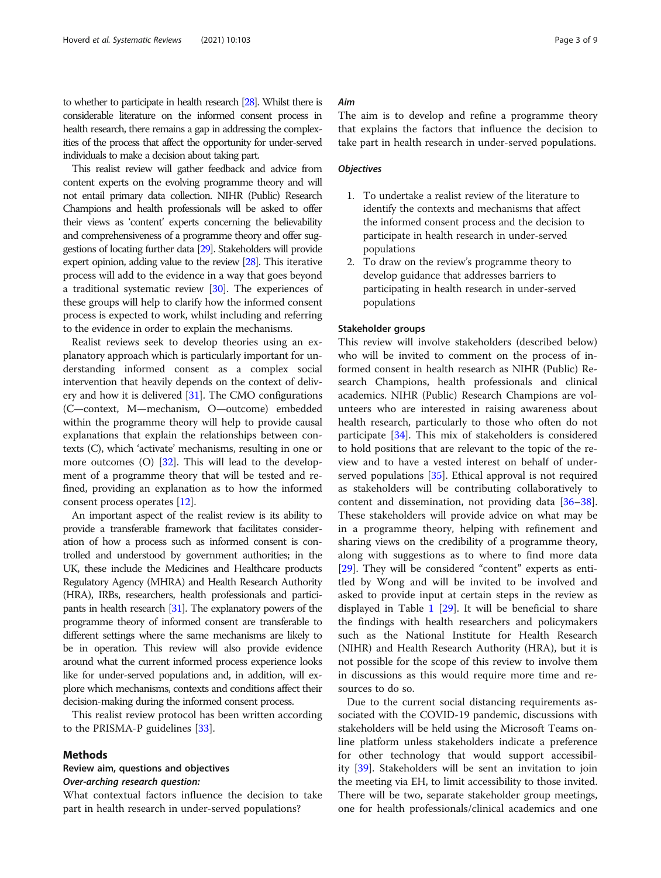to whether to participate in health research [28]. Whilst there is considerable literature on the informed consent process in health research, there remains a gap in addressing the complexities of the process that affect the opportunity for under-served individuals to make a decision about taking part.

This realist review will gather feedback and advice from content experts on the evolving programme theory and will not entail primary data collection. NIHR (Public) Research Champions and health professionals will be asked to offer their views as 'content' experts concerning the believability and comprehensiveness of a programme theory and offer suggestions of locating further data [29]. Stakeholders will provide expert opinion, adding value to the review [28]. This iterative process will add to the evidence in a way that goes beyond a traditional systematic review [30]. The experiences of these groups will help to clarify how the informed consent process is expected to work, whilst including and referring to the evidence in order to explain the mechanisms.

Realist reviews seek to develop theories using an explanatory approach which is particularly important for understanding informed consent as a complex social intervention that heavily depends on the context of delivery and how it is delivered [31]. The CMO configurations (C—context, M—mechanism, O—outcome) embedded within the programme theory will help to provide causal explanations that explain the relationships between contexts (C), which 'activate' mechanisms, resulting in one or more outcomes (O) [32]. This will lead to the development of a programme theory that will be tested and refined, providing an explanation as to how the informed consent process operates [12].

An important aspect of the realist review is its ability to provide a transferable framework that facilitates consideration of how a process such as informed consent is controlled and understood by government authorities; in the UK, these include the Medicines and Healthcare products Regulatory Agency (MHRA) and Health Research Authority (HRA), IRBs, researchers, health professionals and participants in health research [31]. The explanatory powers of the programme theory of informed consent are transferable to different settings where the same mechanisms are likely to be in operation. This review will also provide evidence around what the current informed process experience looks like for under-served populations and, in addition, will explore which mechanisms, contexts and conditions affect their decision-making during the informed consent process.

This realist review protocol has been written according to the PRISMA-P guidelines [33].

## Methods

### Review aim, questions and objectives

#### *Over-arching research question:*

What contextual factors influence the decision to take part in health research in under-served populations?

#### *Aim*

The aim is to develop and refine a programme theory that explains the factors that influence the decision to take part in health research in under-served populations.

#### *Objectives*

1. To undertake a realist review of the literature to identify the contexts and mechanisms that affect the informed consent process and the decision to participate in health research in under-served populations
2. To draw on the review's programme theory to develop guidance that addresses barriers to participating in health research in under-served populations

### Stakeholder groups

This review will involve stakeholders (described below) who will be invited to comment on the process of informed consent in health research as NIHR (Public) Research Champions, health professionals and clinical academics. NIHR (Public) Research Champions are volunteers who are interested in raising awareness about health research, particularly to those who often do not participate [34]. This mix of stakeholders is considered to hold positions that are relevant to the topic of the review and to have a vested interest on behalf of under-served populations [35]. Ethical approval is not required as stakeholders will be contributing collaboratively to content and dissemination, not providing data [36–38]. These stakeholders will provide advice on what may be in a programme theory, helping with refinement and sharing views on the credibility of a programme theory, along with suggestions as to where to find more data [29]. They will be considered "content" experts as entitled by Wong and will be invited to be involved and asked to provide input at certain steps in the review as displayed in Table 1 [29]. It will be beneficial to share the findings with health researchers and policymakers such as the National Institute for Health Research (NIHR) and Health Research Authority (HRA), but it is not possible for the scope of this review to involve them in discussions as this would require more time and resources to do so.

Due to the current social distancing requirements associated with the COVID-19 pandemic, discussions with stakeholders will be held using the Microsoft Teams online platform unless stakeholders indicate a preference for other technology that would support accessibility [39]. Stakeholders will be sent an invitation to join the meeting via EH, to limit accessibility to those invited. There will be two, separate stakeholder group meetings, one for health professionals/clinical academics and one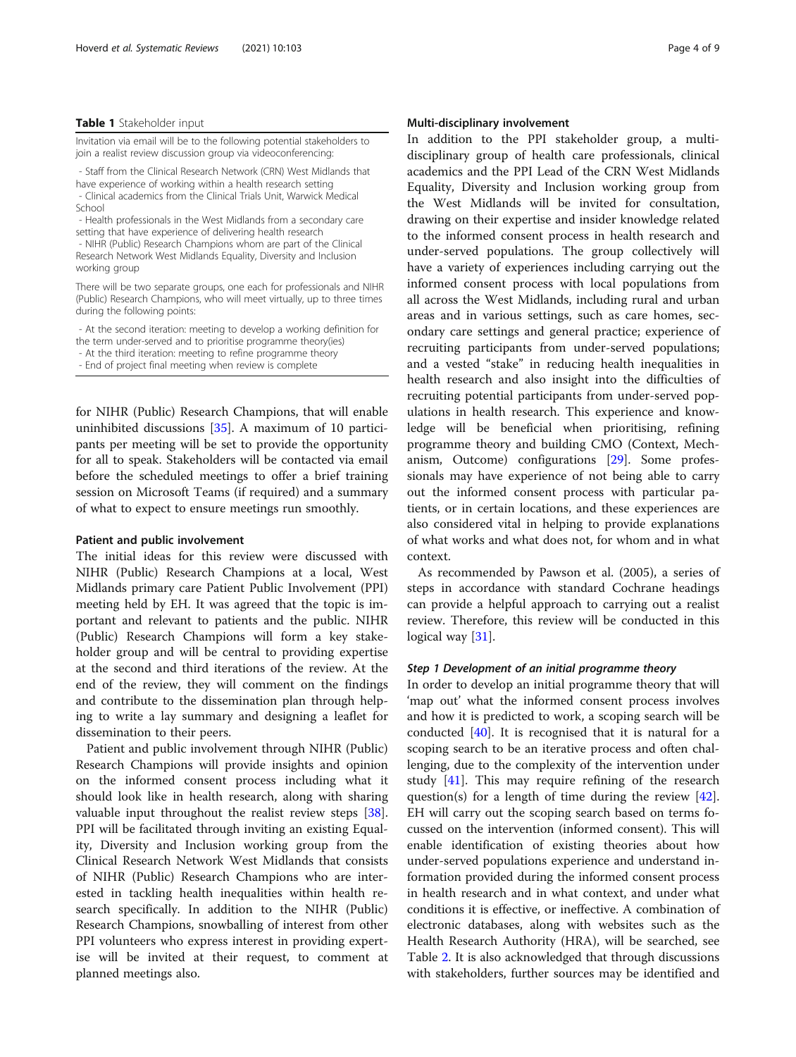**Table 1** Stakeholder input

| Invitation via email will be to the following potential stakeholders to join a realist review discussion group via videoconferencing: |
|---|
| - Staff from the Clinical Research Network (CRN) West Midlands that have experience of working within a health research setting<br>- Clinical academics from the Clinical Trials Unit, Warwick Medical School<br>- Health professionals in the West Midlands from a secondary care setting that have experience of delivering health research<br>- NIHR (Public) Research Champions whom are part of the Clinical Research Network West Midlands Equality, Diversity and Inclusion working group |
| There will be two separate groups, one each for professionals and NIHR (Public) Research Champions, who will meet virtually, up to three times during the following points: |
| - At the second iteration: meeting to develop a working definition for the term under-served and to prioritise programme theory(ies)<br>- At the third iteration: meeting to refine programme theory<br>- End of project final meeting when review is complete |

for NIHR (Public) Research Champions, that will enable uninhibited discussions [35]. A maximum of 10 participants per meeting will be set to provide the opportunity for all to speak. Stakeholders will be contacted via email before the scheduled meetings to offer a brief training session on Microsoft Teams (if required) and a summary of what to expect to ensure meetings run smoothly.

#### Patient and public involvement

The initial ideas for this review were discussed with NIHR (Public) Research Champions at a local, West Midlands primary care Patient Public Involvement (PPI) meeting held by EH. It was agreed that the topic is important and relevant to patients and the public. NIHR (Public) Research Champions will form a key stakeholder group and will be central to providing expertise at the second and third iterations of the review. At the end of the review, they will comment on the findings and contribute to the dissemination plan through helping to write a lay summary and designing a leaflet for dissemination to their peers.

Patient and public involvement through NIHR (Public) Research Champions will provide insights and opinion on the informed consent process including what it should look like in health research, along with sharing valuable input throughout the realist review steps [38]. PPI will be facilitated through inviting an existing Equality, Diversity and Inclusion working group from the Clinical Research Network West Midlands that consists of NIHR (Public) Research Champions who are interested in tackling health inequalities within health research specifically. In addition to the NIHR (Public) Research Champions, snowballing of interest from other PPI volunteers who express interest in providing expertise will be invited at their request, to comment at planned meetings also.

#### Multi-disciplinary involvement

In addition to the PPI stakeholder group, a multi-disciplinary group of health care professionals, clinical academics and the PPI Lead of the CRN West Midlands Equality, Diversity and Inclusion working group from the West Midlands will be invited for consultation, drawing on their expertise and insider knowledge related to the informed consent process in health research and under-served populations. The group collectively will have a variety of experiences including carrying out the informed consent process with local populations from all across the West Midlands, including rural and urban areas and in various settings, such as care homes, secondary care settings and general practice; experience of recruiting participants from under-served populations; and a vested "stake" in reducing health inequalities in health research and also insight into the difficulties of recruiting potential participants from under-served populations in health research. This experience and knowledge will be beneficial when prioritising, refining programme theory and building CMO (Context, Mechanism, Outcome) configurations [29]. Some professionals may have experience of not being able to carry out the informed consent process with particular patients, or in certain locations, and these experiences are also considered vital in helping to provide explanations of what works and what does not, for whom and in what context.

As recommended by Pawson et al. (2005), a series of steps in accordance with standard Cochrane headings can provide a helpful approach to carrying out a realist review. Therefore, this review will be conducted in this logical way [31].

##### *Step 1 Development of an initial programme theory*

In order to develop an initial programme theory that will 'map out' what the informed consent process involves and how it is predicted to work, a scoping search will be conducted [40]. It is recognised that it is natural for a scoping search to be an iterative process and often challenging, due to the complexity of the intervention under study [41]. This may require refining of the research question(s) for a length of time during the review [42]. EH will carry out the scoping search based on terms focussed on the intervention (informed consent). This will enable identification of existing theories about how under-served populations experience and understand information provided during the informed consent process in health research and in what context, and under what conditions it is effective, or ineffective. A combination of electronic databases, along with websites such as the Health Research Authority (HRA), will be searched, see Table 2. It is also acknowledged that through discussions with stakeholders, further sources may be identified and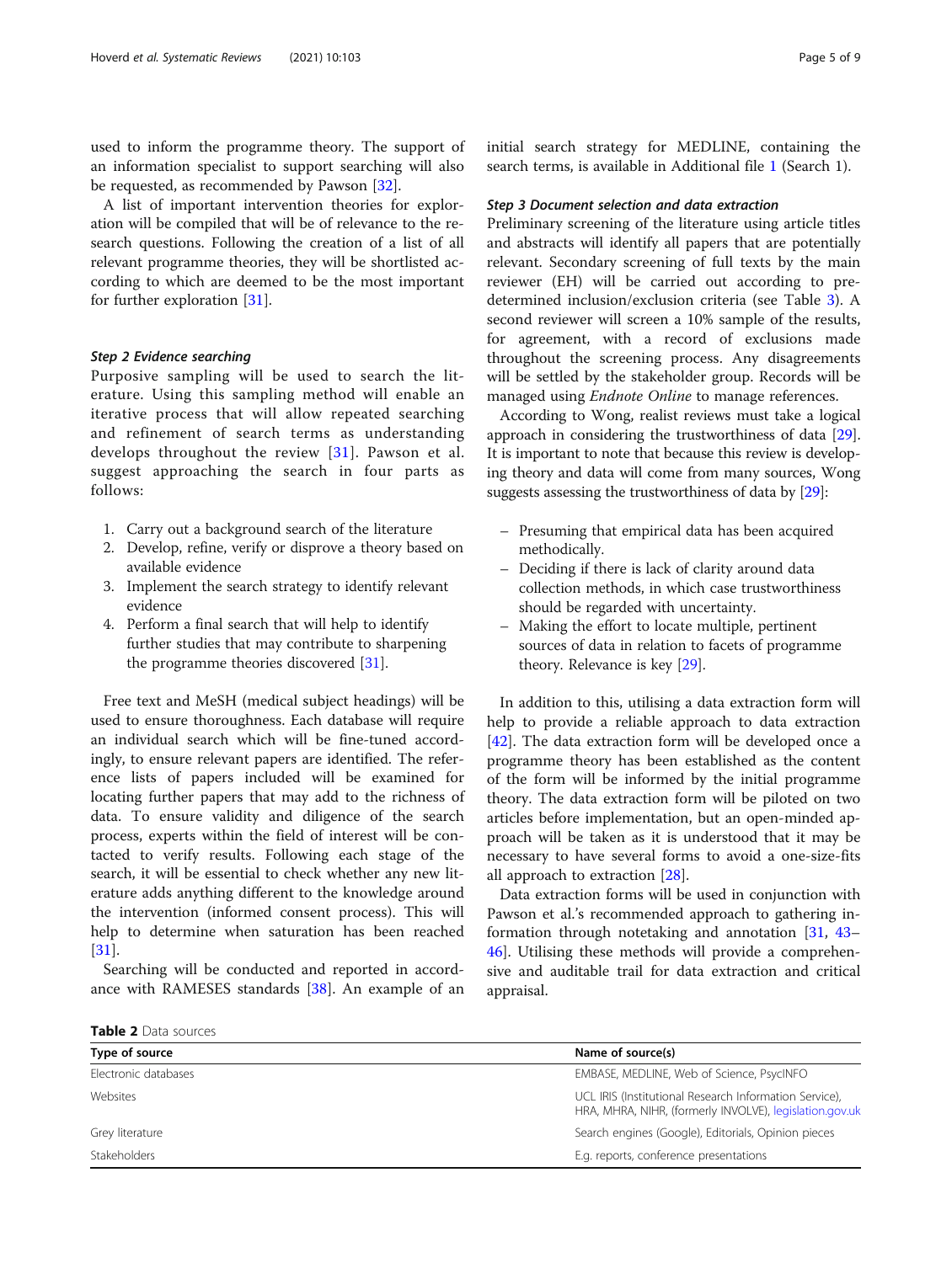used to inform the programme theory. The support of an information specialist to support searching will also be requested, as recommended by Pawson [32].

A list of important intervention theories for exploration will be compiled that will be of relevance to the research questions. Following the creation of a list of all relevant programme theories, they will be shortlisted according to which are deemed to be the most important for further exploration [31].

#### *Step 2 Evidence searching*

Purposive sampling will be used to search the literature. Using this sampling method will enable an iterative process that will allow repeated searching and refinement of search terms as understanding develops throughout the review [31]. Pawson et al. suggest approaching the search in four parts as follows:

1. Carry out a background search of the literature
2. Develop, refine, verify or disprove a theory based on available evidence
3. Implement the search strategy to identify relevant evidence
4. Perform a final search that will help to identify further studies that may contribute to sharpening the programme theories discovered [31].

Free text and MeSH (medical subject headings) will be used to ensure thoroughness. Each database will require an individual search which will be fine-tuned accordingly, to ensure relevant papers are identified. The reference lists of papers included will be examined for locating further papers that may add to the richness of data. To ensure validity and diligence of the search process, experts within the field of interest will be contacted to verify results. Following each stage of the search, it will be essential to check whether any new literature adds anything different to the knowledge around the intervention (informed consent process). This will help to determine when saturation has been reached [31].

Searching will be conducted and reported in accordance with RAMESES standards [38]. An example of an initial search strategy for MEDLINE, containing the search terms, is available in Additional file 1 (Search 1).

#### *Step 3 Document selection and data extraction*

Preliminary screening of the literature using article titles and abstracts will identify all papers that are potentially relevant. Secondary screening of full texts by the main reviewer (EH) will be carried out according to predetermined inclusion/exclusion criteria (see Table 3). A second reviewer will screen a 10% sample of the results, for agreement, with a record of exclusions made throughout the screening process. Any disagreements will be settled by the stakeholder group. Records will be managed using *Endnote Online* to manage references.

According to Wong, realist reviews must take a logical approach in considering the trustworthiness of data [29]. It is important to note that because this review is developing theory and data will come from many sources, Wong suggests assessing the trustworthiness of data by [29]:

- Presuming that empirical data has been acquired methodically.
- Deciding if there is lack of clarity around data collection methods, in which case trustworthiness should be regarded with uncertainty.
- Making the effort to locate multiple, pertinent sources of data in relation to facets of programme theory. Relevance is key [29].

In addition to this, utilising a data extraction form will help to provide a reliable approach to data extraction [42]. The data extraction form will be developed once a programme theory has been established as the content of the form will be informed by the initial programme theory. The data extraction form will be piloted on two articles before implementation, but an open-minded approach will be taken as it is understood that it may be necessary to have several forms to avoid a one-size-fits all approach to extraction [28].

Data extraction forms will be used in conjunction with Pawson et al.'s recommended approach to gathering information through notetaking and annotation [31, 43–46]. Utilising these methods will provide a comprehensive and auditable trail for data extraction and critical appraisal.

**Table 2** Data sources

| Type of source | Name of source(s) |
|---|---|
| Electronic databases | EMBASE, MEDLINE, Web of Science, PsycINFO |
| Websites | UCL IRIS (Institutional Research Information Service), HRA, MHRA, NIHR, (formerly INVOLVE), legislation.gov.uk |
| Grey literature | Search engines (Google), Editorials, Opinion pieces |
| Stakeholders | E.g. reports, conference presentations |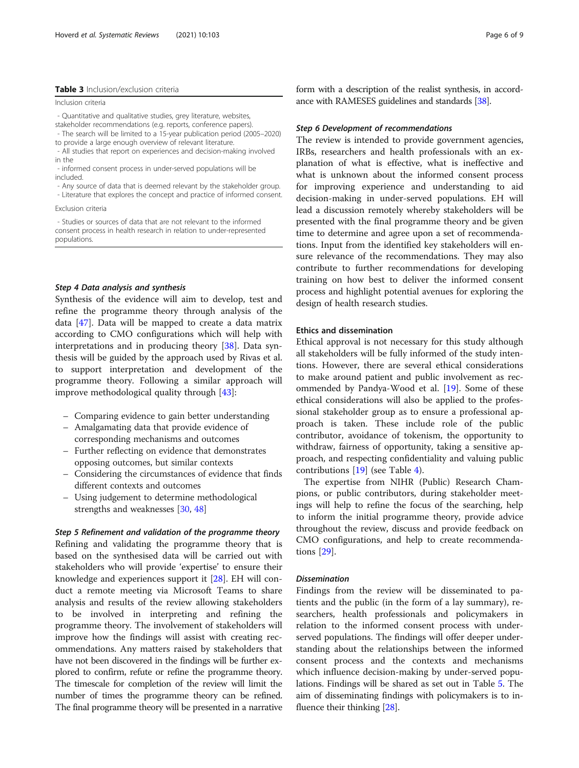**Table 3** Inclusion/exclusion criteria

| Inclusion criteria |
| --- |
| - Quantitative and qualitative studies, grey literature, websites, stakeholder recommendations (e.g. reports, conference papers).<br>- The search will be limited to a 15-year publication period (2005–2020) to provide a large enough overview of relevant literature.<br>- All studies that report on experiences and decision-making involved in the<br>- informed consent process in under-served populations will be included.<br>- Any source of data that is deemed relevant by the stakeholder group.<br>- Literature that explores the concept and practice of informed consent. |
| **Exclusion criteria** |
| - Studies or sources of data that are not relevant to the informed consent process in health research in relation to under-represented populations. |

#### *Step 4 Data analysis and synthesis*

Synthesis of the evidence will aim to develop, test and refine the programme theory through analysis of the data [47]. Data will be mapped to create a data matrix according to CMO configurations which will help with interpretations and in producing theory [38]. Data synthesis will be guided by the approach used by Rivas et al. to support interpretation and development of the programme theory. Following a similar approach will improve methodological quality through [43]:

- Comparing evidence to gain better understanding
- Amalgamating data that provide evidence of corresponding mechanisms and outcomes
- Further reflecting on evidence that demonstrates opposing outcomes, but similar contexts
- Considering the circumstances of evidence that finds different contexts and outcomes
- Using judgement to determine methodological strengths and weaknesses [30, 48]

#### *Step 5 Refinement and validation of the programme theory*

Refining and validating the programme theory that is based on the synthesised data will be carried out with stakeholders who will provide 'expertise' to ensure their knowledge and experiences support it [28]. EH will conduct a remote meeting via Microsoft Teams to share analysis and results of the review allowing stakeholders to be involved in interpreting and refining the programme theory. The involvement of stakeholders will improve how the findings will assist with creating recommendations. Any matters raised by stakeholders that have not been discovered in the findings will be further explored to confirm, refute or refine the programme theory. The timescale for completion of the review will limit the number of times the programme theory can be refined. The final programme theory will be presented in a narrative form with a description of the realist synthesis, in accordance with RAMESES guidelines and standards [38].

#### *Step 6 Development of recommendations*

The review is intended to provide government agencies, IRBs, researchers and health professionals with an explanation of what is effective, what is ineffective and what is unknown about the informed consent process for improving experience and understanding to aid decision-making in under-served populations. EH will lead a discussion remotely whereby stakeholders will be presented with the final programme theory and be given time to determine and agree upon a set of recommendations. Input from the identified key stakeholders will ensure relevance of the recommendations. They may also contribute to further recommendations for developing training on how best to deliver the informed consent process and highlight potential avenues for exploring the design of health research studies.

### Ethics and dissemination

Ethical approval is not necessary for this study although all stakeholders will be fully informed of the study intentions. However, there are several ethical considerations to make around patient and public involvement as recommended by Pandya-Wood et al. [19]. Some of these ethical considerations will also be applied to the professional stakeholder group as to ensure a professional approach is taken. These include role of the public contributor, avoidance of tokenism, the opportunity to withdraw, fairness of opportunity, taking a sensitive approach, and respecting confidentiality and valuing public contributions [19] (see Table 4).

The expertise from NIHR (Public) Research Champions, or public contributors, during stakeholder meetings will help to refine the focus of the searching, help to inform the initial programme theory, provide advice throughout the review, discuss and provide feedback on CMO configurations, and help to create recommendations [29].

#### *Dissemination*

Findings from the review will be disseminated to patients and the public (in the form of a lay summary), researchers, health professionals and policymakers in relation to the informed consent process with under-served populations. The findings will offer deeper understanding about the relationships between the informed consent process and the contexts and mechanisms which influence decision-making by under-served populations. Findings will be shared as set out in Table 5. The aim of disseminating findings with policymakers is to influence their thinking [28].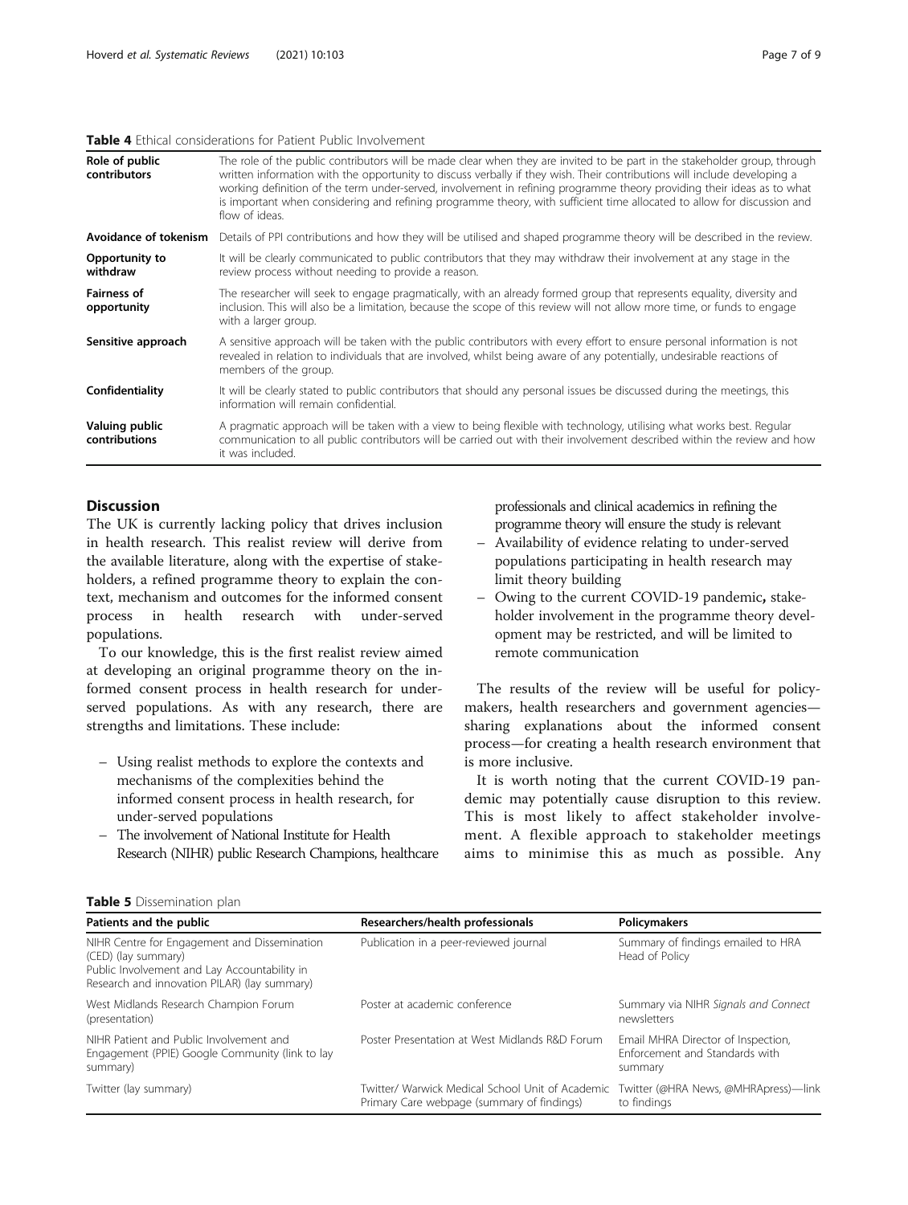**Table 4** Ethical considerations for Patient Public Involvement

| | |
|---|---|
| **Role of public contributors** | The role of the public contributors will be made clear when they are invited to be part in the stakeholder group, through written information with the opportunity to discuss verbally if they wish. Their contributions will include developing a working definition of the term under-served, involvement in refining programme theory providing their ideas as to what is important when considering and refining programme theory, with sufficient time allocated to allow for discussion and flow of ideas. |
| **Avoidance of tokenism** | Details of PPI contributions and how they will be utilised and shaped programme theory will be described in the review. |
| **Opportunity to withdraw** | It will be clearly communicated to public contributors that they may withdraw their involvement at any stage in the review process without needing to provide a reason. |
| **Fairness of opportunity** | The researcher will seek to engage pragmatically, with an already formed group that represents equality, diversity and inclusion. This will also be a limitation, because the scope of this review will not allow more time, or funds to engage with a larger group. |
| **Sensitive approach** | A sensitive approach will be taken with the public contributors with every effort to ensure personal information is not revealed in relation to individuals that are involved, whilst being aware of any potentially, undesirable reactions of members of the group. |
| **Confidentiality** | It will be clearly stated to public contributors that should any personal issues be discussed during the meetings, this information will remain confidential. |
| **Valuing public contributions** | A pragmatic approach will be taken with a view to being flexible with technology, utilising what works best. Regular communication to all public contributors will be carried out with their involvement described within the review and how it was included. |

## Discussion

The UK is currently lacking policy that drives inclusion in health research. This realist review will derive from the available literature, along with the expertise of stakeholders, a refined programme theory to explain the context, mechanism and outcomes for the informed consent process in health research with under-served populations.

To our knowledge, this is the first realist review aimed at developing an original programme theory on the informed consent process in health research for under-served populations. As with any research, there are strengths and limitations. These include:

- Using realist methods to explore the contexts and mechanisms of the complexities behind the informed consent process in health research, for under-served populations
- The involvement of National Institute for Health Research (NIHR) public Research Champions, healthcare professionals and clinical academics in refining the programme theory will ensure the study is relevant
- Availability of evidence relating to under-served populations participating in health research may limit theory building
- Owing to the current COVID-19 pandemic, stakeholder involvement in the programme theory development may be restricted, and will be limited to remote communication

The results of the review will be useful for policy-makers, health researchers and government agencies—sharing explanations about the informed consent process—for creating a health research environment that is more inclusive.

It is worth noting that the current COVID-19 pandemic may potentially cause disruption to this review. This is most likely to affect stakeholder involvement. A flexible approach to stakeholder meetings aims to minimise this as much as possible. Any

**Table 5** Dissemination plan

| Patients and the public | Researchers/health professionals | Policymakers |
|---|---|---|
| NIHR Centre for Engagement and Dissemination (CED) (lay summary)<br>Public Involvement and Lay Accountability in Research and innovation PILAR) (lay summary) | Publication in a peer-reviewed journal | Summary of findings emailed to HRA Head of Policy |
| West Midlands Research Champion Forum (presentation) | Poster at academic conference | Summary via NIHR *Signals and Connect* newsletters |
| NIHR Patient and Public Involvement and Engagement (PPIE) Google Community (link to lay summary) | Poster Presentation at West Midlands R&D Forum | Email MHRA Director of Inspection, Enforcement and Standards with summary |
| Twitter (lay summary) | Twitter/ Warwick Medical School Unit of Academic Primary Care webpage (summary of findings) | Twitter (@HRA News, @MHRApress)—link to findings |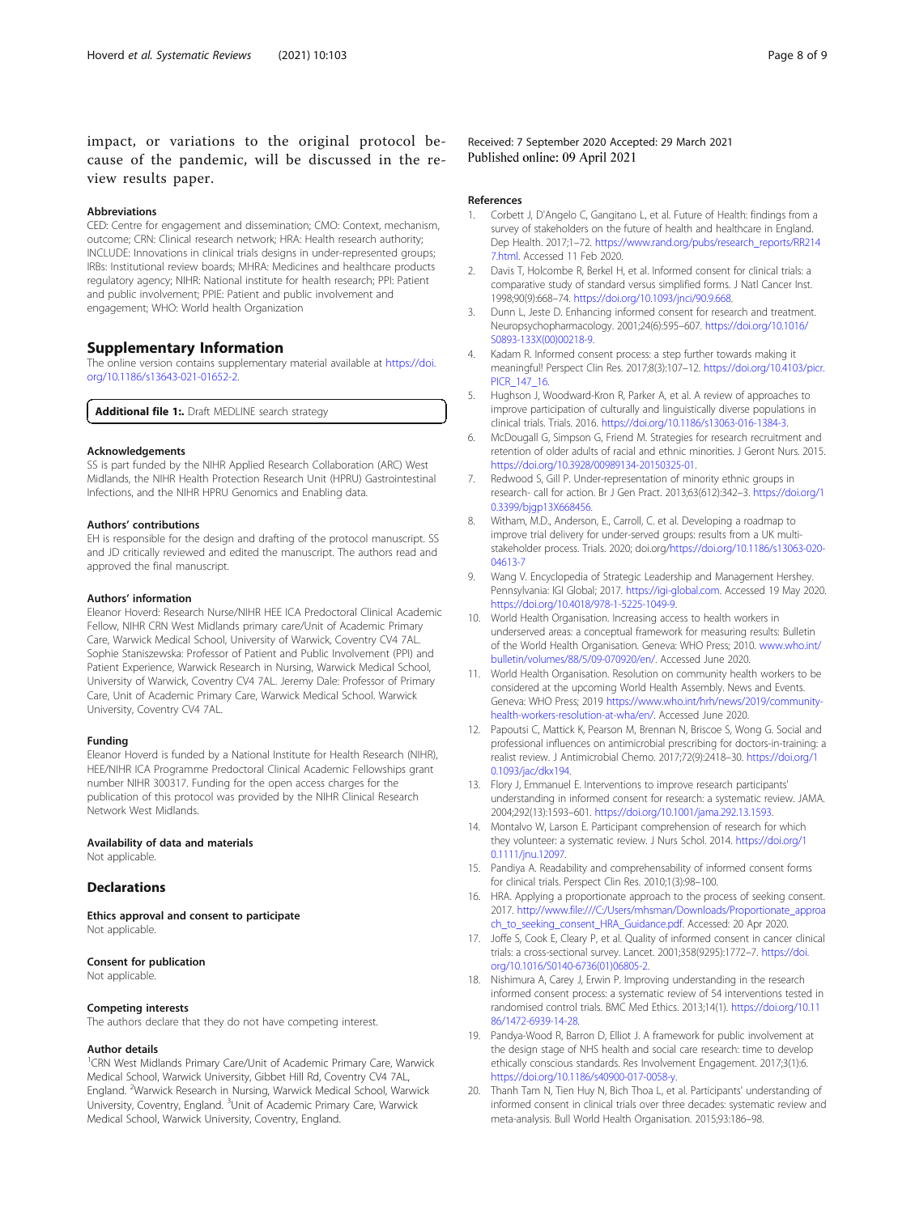impact, or variations to the original protocol because of the pandemic, will be discussed in the review results paper.

### Abbreviations

CED: Centre for engagement and dissemination; CMO: Context, mechanism, outcome; CRN: Clinical research network; HRA: Health research authority; INCLUDE: Innovations in clinical trials designs in under-represented groups; IRBs: Institutional review boards; MHRA: Medicines and healthcare products regulatory agency; NIHR: National institute for health research; PPI: Patient and public involvement; PPIE: Patient and public involvement and engagement; WHO: World health Organization

## Supplementary Information

The online version contains supplementary material available at https://doi.org/10.1186/s13643-021-01652-2.

**Additional file 1:.** Draft MEDLINE search strategy

### Acknowledgements

SS is part funded by the NIHR Applied Research Collaboration (ARC) West Midlands, the NIHR Health Protection Research Unit (HPRU) Gastrointestinal Infections, and the NIHR HPRU Genomics and Enabling data.

### Authors' contributions

EH is responsible for the design and drafting of the protocol manuscript. SS and JD critically reviewed and edited the manuscript. The authors read and approved the final manuscript.

### Authors' information

Eleanor Hoverd: Research Nurse/NIHR HEE ICA Predoctoral Clinical Academic Fellow, NIHR CRN West Midlands primary care/Unit of Academic Primary Care, Warwick Medical School, University of Warwick, Coventry CV4 7AL. Sophie Staniszewska: Professor of Patient and Public Involvement (PPI) and Patient Experience, Warwick Research in Nursing, Warwick Medical School, University of Warwick, Coventry CV4 7AL. Jeremy Dale: Professor of Primary Care, Unit of Academic Primary Care, Warwick Medical School. Warwick University, Coventry CV4 7AL.

### Funding

Eleanor Hoverd is funded by a National Institute for Health Research (NIHR), HEE/NIHR ICA Programme Predoctoral Clinical Academic Fellowships grant number NIHR 300317. Funding for the open access charges for the publication of this protocol was provided by the NIHR Clinical Research Network West Midlands.

### Availability of data and materials

Not applicable.

## Declarations

### Ethics approval and consent to participate

Not applicable.

### Consent for publication

Not applicable.

### Competing interests

The authors declare that they do not have competing interest.

### Author details

[1]CRN West Midlands Primary Care/Unit of Academic Primary Care, Warwick Medical School, Warwick University, Gibbet Hill Rd, Coventry CV4 7AL, England. [2]Warwick Research in Nursing, Warwick Medical School, Warwick University, Coventry, England. [3]Unit of Academic Primary Care, Warwick Medical School, Warwick University, Coventry, England.

Received: 7 September 2020 Accepted: 29 March 2021
Published online: 09 April 2021

### References

1. Corbett J, D'Angelo C, Gangitano L, et al. Future of Health: findings from a survey of stakeholders on the future of health and healthcare in England. Dep Health. 2017;1–72. https://www.rand.org/pubs/research_reports/RR2147.html. Accessed 11 Feb 2020.
2. Davis T, Holcombe R, Berkel H, et al. Informed consent for clinical trials: a comparative study of standard versus simplified forms. J Natl Cancer Inst. 1998;90(9):668–74. https://doi.org/10.1093/jnci/90.9.668.
3. Dunn L, Jeste D. Enhancing informed consent for research and treatment. Neuropsychopharmacology. 2001;24(6):595–607. https://doi.org/10.1016/S0893-133X(00)00218-9.
4. Kadam R. Informed consent process: a step further towards making it meaningful! Perspect Clin Res. 2017;8(3):107–12. https://doi.org/10.4103/picr.PICR_147_16.
5. Hughson J, Woodward-Kron R, Parker A, et al. A review of approaches to improve participation of culturally and linguistically diverse populations in clinical trials. Trials. 2016. https://doi.org/10.1186/s13063-016-1384-3.
6. McDougall G, Simpson G, Friend M. Strategies for research recruitment and retention of older adults of racial and ethnic minorities. J Geront Nurs. 2015. https://doi.org/10.3928/00989134-20150325-01.
7. Redwood S, Gill P. Under-representation of minority ethnic groups in research- call for action. Br J Gen Pract. 2013;63(612):342–3. https://doi.org/10.3399/bjgp13X668456.
8. Witham, M.D., Anderson, E., Carroll, C. et al. Developing a roadmap to improve trial delivery for under-served groups: results from a UK multi-stakeholder process. Trials. 2020; doi.org/https://doi.org/10.1186/s13063-020-04613-7
9. Wang V. Encyclopedia of Strategic Leadership and Management Hershey. Pennsylvania: IGI Global; 2017. https://igi-global.com. Accessed 19 May 2020. https://doi.org/10.4018/978-1-5225-1049-9.
10. World Health Organisation. Increasing access to health workers in underserved areas: a conceptual framework for measuring results: Bulletin of the World Health Organisation. Geneva: WHO Press; 2010. www.who.int/bulletin/volumes/88/5/09-070920/en/. Accessed June 2020.
11. World Health Organisation. Resolution on community health workers to be considered at the upcoming World Health Assembly. News and Events. Geneva: WHO Press; 2019 https://www.who.int/hrh/news/2019/community-health-workers-resolution-at-wha/en/. Accessed June 2020.
12. Papoutsi C, Mattick K, Pearson M, Brennan N, Briscoe S, Wong G. Social and professional influences on antimicrobial prescribing for doctors-in-training: a realist review. J Antimicrobial Chemo. 2017;72(9):2418–30. https://doi.org/10.1093/jac/dkx194.
13. Flory J, Emmanuel E. Interventions to improve research participants' understanding in informed consent for research: a systematic review. JAMA. 2004;292(13):1593–601. https://doi.org/10.1001/jama.292.13.1593.
14. Montalvo W, Larson E. Participant comprehension of research for which they volunteer: a systematic review. J Nurs Schol. 2014. https://doi.org/10.1111/jnu.12097.
15. Pandiya A. Readability and comprehensibility of informed consent forms for clinical trials. Perspect Clin Res. 2010;1(3):98–100.
16. HRA. Applying a proportionate approach to the process of seeking consent. 2017. http://www.file:///C:/Users/mhsman/Downloads/Proportionate_approach_to_seeking_consent_HRA_Guidance.pdf. Accessed: 20 Apr 2020.
17. Joffe S, Cook E, Cleary P, et al. Quality of informed consent in cancer clinical trials: a cross-sectional survey. Lancet. 2001;358(9295):1772–7. https://doi.org/10.1016/S0140-6736(01)06805-2.
18. Nishimura A, Carey J, Erwin P. Improving understanding in the research informed consent process: a systematic review of 54 interventions tested in randomised control trials. BMC Med Ethics. 2013;14(1). https://doi.org/10.1186/1472-6939-14-28.
19. Pandya-Wood R, Barron D, Elliot J. A framework for public involvement at the design stage of NHS health and social care research: time to develop ethically conscious standards. Res Involvement Engagement. 2017;3(1):6. https://doi.org/10.1186/s40900-017-0058-y.
20. Thanh Tam N, Tien Huy N, Bich Thoa L, et al. Participants' understanding of informed consent in clinical trials over three decades: systematic review and meta-analysis. Bull World Health Organisation. 2015;93:186–98.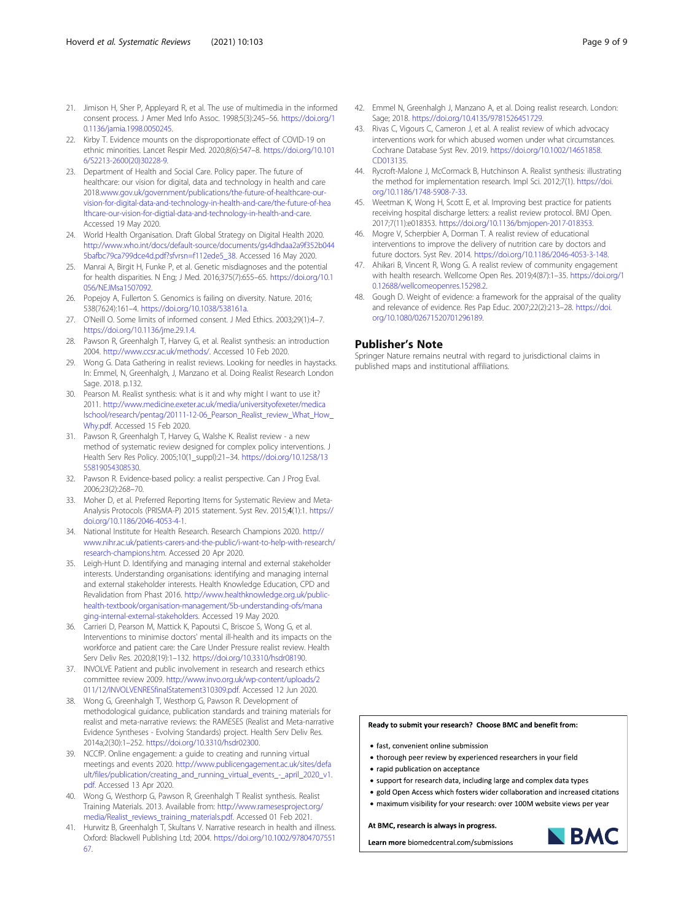21. Jimison H, Sher P, Appleyard R, et al. The use of multimedia in the informed consent process. J Amer Med Info Assoc. 1998;5(3):245–56. https://doi.org/10.1136/jamia.1998.0050245.
22. Kirby T. Evidence mounts on the disproportionate effect of COVID-19 on ethnic minorities. Lancet Respir Med. 2020;8(6):547–8. https://doi.org/10.1016/S2213-2600(20)30228-9.
23. Department of Health and Social Care. Policy paper. The future of healthcare: our vision for digital, data and technology in health and care 2018.www.gov.uk/government/publications/the-future-of-healthcare-our-vision-for-digital-data-and-technology-in-health-and-care/the-future-of-healthcare-our-vision-for-digtial-data-and-technology-in-health-and-care. Accessed 19 May 2020.
24. World Health Organisation. Draft Global Strategy on Digital Health 2020. http://www.who.int/docs/default-source/documents/gs4dhdaa2a9f352b0445bafbc79ca799dce4d.pdf?sfvrsn=f112ede5_38. Accessed 16 May 2020.
25. Manrai A, Birgit H, Funke P, et al. Genetic misdiagnoses and the potential for health disparities. N Eng; J Med. 2016;375(7):655–65. https://doi.org/10.1056/NEJMsa1507092.
26. Popejoy A, Fullerton S. Genomics is failing on diversity. Nature. 2016; 538(7624):161–4. https://doi.org/10.1038/538161a.
27. O'Neill O. Some limits of informed consent. J Med Ethics. 2003;29(1):4–7. https://doi.org/10.1136/jme.29.1.4.
28. Pawson R, Greenhalgh T, Harvey G, et al. Realist synthesis: an introduction 2004. http://www.ccsr.ac.uk/methods/. Accessed 10 Feb 2020.
29. Wong G. Data Gathering in realist reviews. Looking for needles in haystacks. In: Emmel, N, Greenhalgh, J, Manzano et al. Doing Realist Research London Sage. 2018. p.132.
30. Pearson M. Realist synthesis: what is it and why might I want to use it? 2011. http://www.medicine.exeter.ac.uk/media/universityofexeter/medicalschool/research/pentag/20111-12-06_Pearson_Realist_review_What_How_Why.pdf. Accessed 15 Feb 2020.
31. Pawson R, Greenhalgh T, Harvey G, Walshe K. Realist review - a new method of systematic review designed for complex policy interventions. J Health Serv Res Policy. 2005;10(1_suppl):21–34. https://doi.org/10.1258/1355819054308530.
32. Pawson R. Evidence-based policy: a realist perspective. Can J Prog Eval. 2006;23(2):268–70.
33. Moher D, et al. Preferred Reporting Items for Systematic Review and Meta-Analysis Protocols (PRISMA-P) 2015 statement. Syst Rev. 2015;**4**(1):1. https://doi.org/10.1186/2046-4053-4-1.
34. National Institute for Health Research. Research Champions 2020. http://www.nihr.ac.uk/patients-carers-and-the-public/i-want-to-help-with-research/research-champions.htm. Accessed 20 Apr 2020.
35. Leigh-Hunt D. Identifying and managing internal and external stakeholder interests. Understanding organisations: identifying and managing internal and external stakeholder interests. Health Knowledge Education, CPD and Revalidation from Phast 2016. http://www.healthknowledge.org.uk/public-health-textbook/organisation-management/5b-understanding-ofs/managing-internal-external-stakeholders. Accessed 19 May 2020.
36. Carrieri D, Pearson M, Mattick K, Papoutsi C, Briscoe S, Wong G, et al. Interventions to minimise doctors' mental ill-health and its impacts on the workforce and patient care: the Care Under Pressure realist review. Health Serv Deliv Res. 2020;8(19):1–132. https://doi.org/10.3310/hsdr08190.
37. INVOLVE Patient and public involvement in research and research ethics committee review 2009. http://www.invo.org.uk/wp-content/uploads/2011/12/INVOLVERESfinalStatement310309.pdf. Accessed 12 Jun 2020.
38. Wong G, Greenhalgh T, Westhorp G, Pawson R. Development of methodological guidance, publication standards and training materials for realist and meta-narrative reviews: the RAMESES (Realist and Meta-narrative Evidence Syntheses - Evolving Standards) project. Health Serv Deliv Res. 2014a;2(30):1–252. https://doi.org/10.3310/hsdr02300.
39. NCCfP. Online engagement: a guide to creating and running virtual meetings and events 2020. http://www.publicengagement.ac.uk/sites/default/files/publication/creating_and_running_virtual_events_-_april_2020_v1.pdf. Accessed 13 Apr 2020.
40. Wong G, Westhorp G, Pawson R, Greenhalgh T Realist synthesis. Realist Training Materials. 2013. Available from: http://www.ramesesproject.org/media/Realist_reviews_training_materials.pdf. Accessed 01 Feb 2021.
41. Hurwitz B, Greenhalgh T, Skultans V. Narrative research in health and illness. Oxford: Blackwell Publishing Ltd; 2004. https://doi.org/10.1002/9780470755167.
42. Emmel N, Greenhalgh J, Manzano A, et al. Doing realist research. London: Sage; 2018. https://doi.org/10.4135/9781526451729.
43. Rivas C, Vigours C, Cameron J, et al. A realist review of which advocacy interventions work for which abused women under what circumstances. Cochrane Database Syst Rev. 2019. https://doi.org/10.1002/14651858.CD013135.
44. Rycroft-Malone J, McCormack B, Hutchinson A. Realist synthesis: illustrating the method for implementation research. Impl Sci. 2012;7(1). https://doi.org/10.1186/1748-5908-7-33.
45. Weetman K, Wong H, Scott E, et al. Improving best practice for patients receiving hospital discharge letters: a realist review protocol. BMJ Open. 2017;7(11):e018353. https://doi.org/10.1136/bmjopen-2017-018353.
46. Mogre V, Scherpbier A, Dorman T. A realist review of educational interventions to improve the delivery of nutrition care by doctors and future doctors. Syst Rev. 2014. https://doi.org/10.1186/2046-4053-3-148.
47. Ahikari B, Vincent R, Wong G. A realist review of community engagement with health research. Wellcome Open Res. 2019;4(87):1–35. https://doi.org/10.12688/wellcomeopenres.15298.2.
48. Gough D. Weight of evidence: a framework for the appraisal of the quality and relevance of evidence. Res Pap Educ. 2007;22(2):213–28. https://doi.org/10.1080/02671520701296189.

## Publisher's Note

Springer Nature remains neutral with regard to jurisdictional claims in published maps and institutional affiliations.

**Ready to submit your research? Choose BMC and benefit from:**

- fast, convenient online submission
- thorough peer review by experienced researchers in your field
- rapid publication on acceptance
- support for research data, including large and complex data types
- gold Open Access which fosters wider collaboration and increased citations
- maximum visibility for your research: over 100M website views per year

**At BMC, research is always in progress.**

**Learn more** biomedcentral.com/submissions

BMC